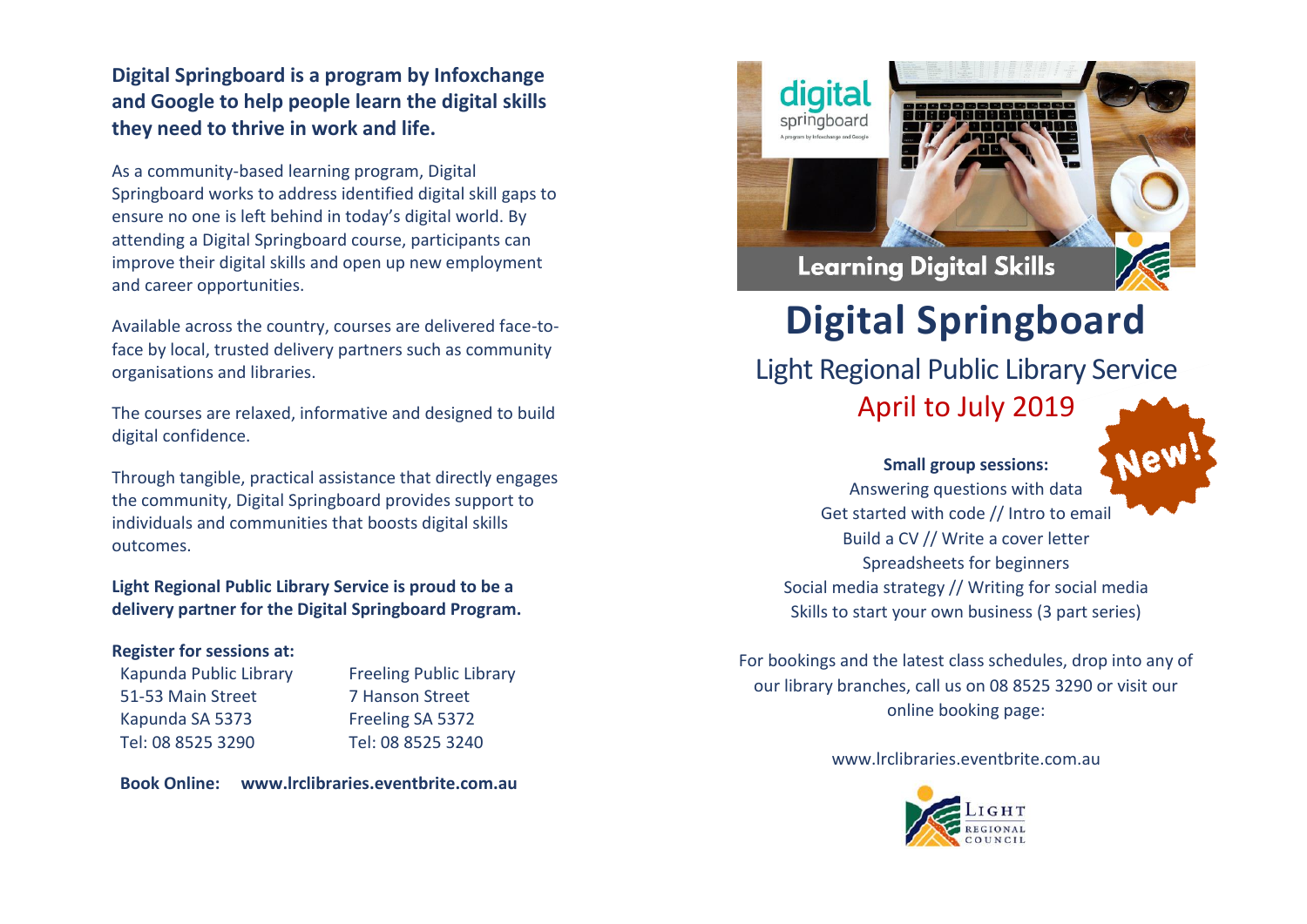**Digital Springboard is a program by Infoxchange and Google to help people learn the digital skills they need to thrive in work and life.**

As a community-based learning program, Digital Springboard works to address identified digital skill gaps to ensure no one is left behind in today's digital world. By attending a Digital Springboard course, participants can improve their digital skills and open up new employment and career opportunities.

Available across the country, courses are delivered face-to-face by local, trusted delivery partners such as community organisations and libraries.

The courses are relaxed, informative and designed to build digital confidence.

Through tangible, practical assistance that directly engages the community, Digital Springboard provides support to individuals and communities that boosts digital skills outcomes.

**Light Regional Public Library Service is proud to be a delivery partner for the Digital Springboard Program.**

**Register for sessions at:**

Kapunda Public Library
51-53 Main Street
Kapunda SA 5373
Tel: 08 8525 3290

Freeling Public Library
7 Hanson Street
Freeling SA 5372
Tel: 08 8525 3240

**Book Online:** **www.lrclibraries.eventbrite.com.au**

digital springboard
A program by Infoxchange and Google

Learning Digital Skills

# Digital Springboard

## Light Regional Public Library Service

April to July 2019

New!

**Small group sessions:**

Answering questions with data
Get started with code // Intro to email
Build a CV // Write a cover letter
Spreadsheets for beginners
Social media strategy // Writing for social media
Skills to start your own business (3 part series)

For bookings and the latest class schedules, drop into any of our library branches, call us on 08 8525 3290 or visit our online booking page:

www.lrclibraries.eventbrite.com.au

Light Regional Council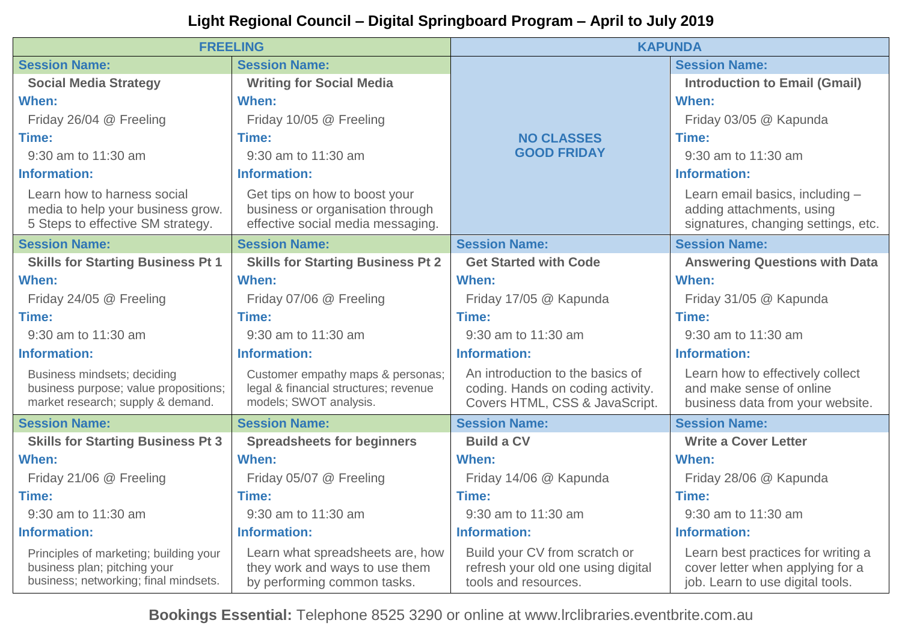# Light Regional Council – Digital Springboard Program – April to July 2019

| FREELING | | KAPUNDA | |
|---|---|---|---|
| **Session Name:** Social Media Strategy<br>**When:** Friday 26/04 @ Freeling<br>**Time:** 9:30 am to 11:30 am<br>**Information:** Learn how to harness social media to help your business grow. 5 Steps to effective SM strategy. | **Session Name:** Writing for Social Media<br>**When:** Friday 10/05 @ Freeling<br>**Time:** 9:30 am to 11:30 am<br>**Information:** Get tips on how to boost your business or organisation through effective social media messaging. | **NO CLASSES<br>GOOD FRIDAY** | **Session Name:** Introduction to Email (Gmail)<br>**When:** Friday 03/05 @ Kapunda<br>**Time:** 9:30 am to 11:30 am<br>**Information:** Learn email basics, including – adding attachments, using signatures, changing settings, etc. |
| **Session Name:** Skills for Starting Business Pt 1<br>**When:** Friday 24/05 @ Freeling<br>**Time:** 9:30 am to 11:30 am<br>**Information:** Business mindsets; deciding business purpose; value propositions; market research; supply & demand. | **Session Name:** Skills for Starting Business Pt 2<br>**When:** Friday 07/06 @ Freeling<br>**Time:** 9:30 am to 11:30 am<br>**Information:** Customer empathy maps & personas; legal & financial structures; revenue models; SWOT analysis. | **Session Name:** Get Started with Code<br>**When:** Friday 17/05 @ Kapunda<br>**Time:** 9:30 am to 11:30 am<br>**Information:** An introduction to the basics of coding. Hands on coding activity. Covers HTML, CSS & JavaScript. | **Session Name:** Answering Questions with Data<br>**When:** Friday 31/05 @ Kapunda<br>**Time:** 9:30 am to 11:30 am<br>**Information:** Learn how to effectively collect and make sense of online business data from your website. |
| **Session Name:** Skills for Starting Business Pt 3<br>**When:** Friday 21/06 @ Freeling<br>**Time:** 9:30 am to 11:30 am<br>**Information:** Principles of marketing; building your business plan; pitching your business; networking; final mindsets. | **Session Name:** Spreadsheets for beginners<br>**When:** Friday 05/07 @ Freeling<br>**Time:** 9:30 am to 11:30 am<br>**Information:** Learn what spreadsheets are, how they work and ways to use them by performing common tasks. | **Session Name:** Build a CV<br>**When:** Friday 14/06 @ Kapunda<br>**Time:** 9:30 am to 11:30 am<br>**Information:** Build your CV from scratch or refresh your old one using digital tools and resources. | **Session Name:** Write a Cover Letter<br>**When:** Friday 28/06 @ Kapunda<br>**Time:** 9:30 am to 11:30 am<br>**Information:** Learn best practices for writing a cover letter when applying for a job. Learn to use digital tools. |

**Bookings Essential:** Telephone 8525 3290 or online at www.lrclibraries.eventbrite.com.au